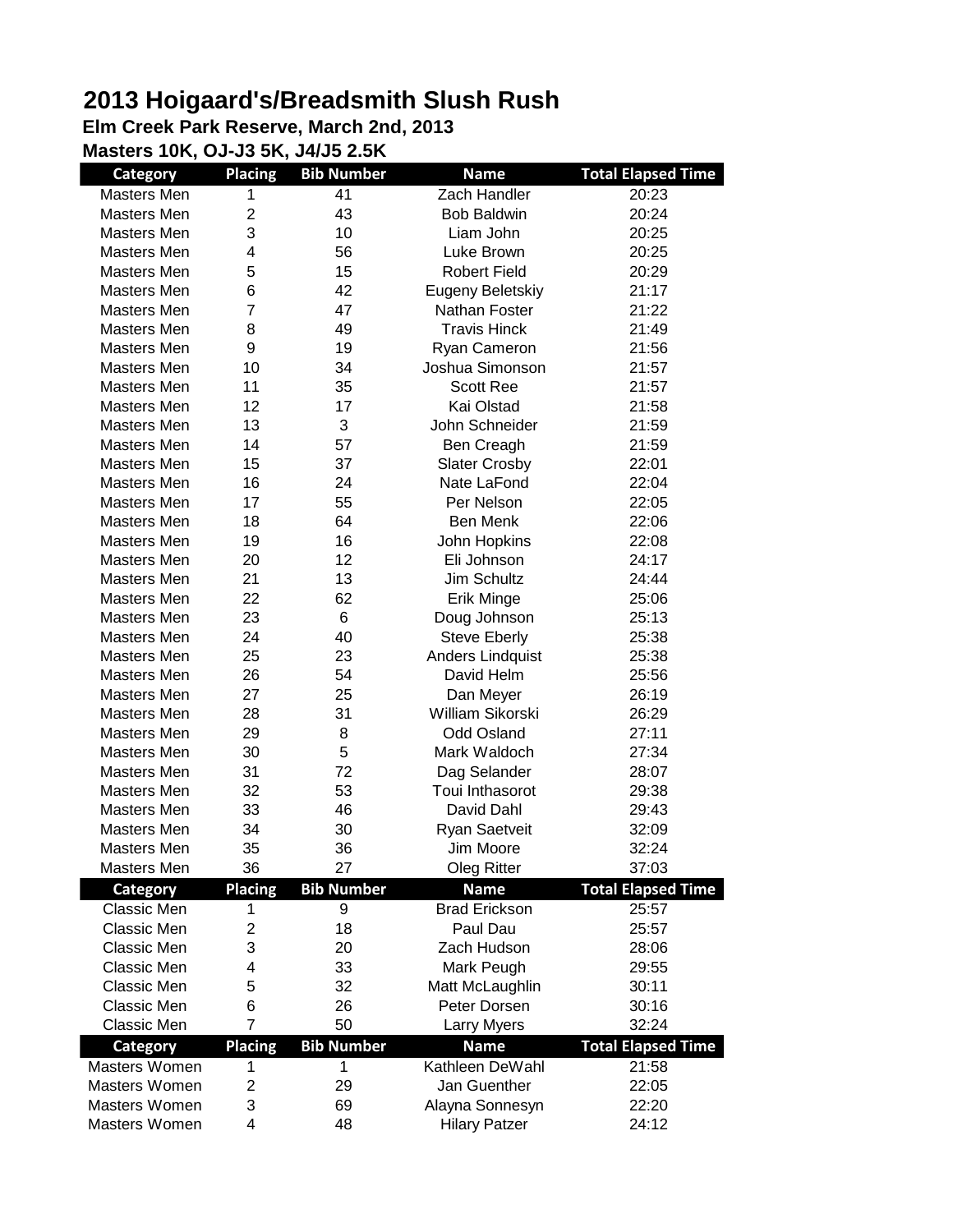# 2013 Hoigaard's/Breadsmith Slush Rush

### Elm Creek Park Reserve, March 2nd, 2013

### Masters 10K, OJ-J3 5K, J4/J5 2.5K

| Category | Placing | Bib Number | Name | Total Elapsed Time |
|---|---|---|---|---|
| Masters Men | 1 | 41 | Zach Handler | 20:23 |
| Masters Men | 2 | 43 | Bob Baldwin | 20:24 |
| Masters Men | 3 | 10 | Liam John | 20:25 |
| Masters Men | 4 | 56 | Luke Brown | 20:25 |
| Masters Men | 5 | 15 | Robert Field | 20:29 |
| Masters Men | 6 | 42 | Eugeny Beletskiy | 21:17 |
| Masters Men | 7 | 47 | Nathan Foster | 21:22 |
| Masters Men | 8 | 49 | Travis Hinck | 21:49 |
| Masters Men | 9 | 19 | Ryan Cameron | 21:56 |
| Masters Men | 10 | 34 | Joshua Simonson | 21:57 |
| Masters Men | 11 | 35 | Scott Ree | 21:57 |
| Masters Men | 12 | 17 | Kai Olstad | 21:58 |
| Masters Men | 13 | 3 | John Schneider | 21:59 |
| Masters Men | 14 | 57 | Ben Creagh | 21:59 |
| Masters Men | 15 | 37 | Slater Crosby | 22:01 |
| Masters Men | 16 | 24 | Nate LaFond | 22:04 |
| Masters Men | 17 | 55 | Per Nelson | 22:05 |
| Masters Men | 18 | 64 | Ben Menk | 22:06 |
| Masters Men | 19 | 16 | John Hopkins | 22:08 |
| Masters Men | 20 | 12 | Eli Johnson | 24:17 |
| Masters Men | 21 | 13 | Jim Schultz | 24:44 |
| Masters Men | 22 | 62 | Erik Minge | 25:06 |
| Masters Men | 23 | 6 | Doug Johnson | 25:13 |
| Masters Men | 24 | 40 | Steve Eberly | 25:38 |
| Masters Men | 25 | 23 | Anders Lindquist | 25:38 |
| Masters Men | 26 | 54 | David Helm | 25:56 |
| Masters Men | 27 | 25 | Dan Meyer | 26:19 |
| Masters Men | 28 | 31 | William Sikorski | 26:29 |
| Masters Men | 29 | 8 | Odd Osland | 27:11 |
| Masters Men | 30 | 5 | Mark Waldoch | 27:34 |
| Masters Men | 31 | 72 | Dag Selander | 28:07 |
| Masters Men | 32 | 53 | Toui Inthasorot | 29:38 |
| Masters Men | 33 | 46 | David Dahl | 29:43 |
| Masters Men | 34 | 30 | Ryan Saetveit | 32:09 |
| Masters Men | 35 | 36 | Jim Moore | 32:24 |
| Masters Men | 36 | 27 | Oleg Ritter | 37:03 |

| Category | Placing | Bib Number | Name | Total Elapsed Time |
|---|---|---|---|---|
| Classic Men | 1 | 9 | Brad Erickson | 25:57 |
| Classic Men | 2 | 18 | Paul Dau | 25:57 |
| Classic Men | 3 | 20 | Zach Hudson | 28:06 |
| Classic Men | 4 | 33 | Mark Peugh | 29:55 |
| Classic Men | 5 | 32 | Matt McLaughlin | 30:11 |
| Classic Men | 6 | 26 | Peter Dorsen | 30:16 |
| Classic Men | 7 | 50 | Larry Myers | 32:24 |

| Category | Placing | Bib Number | Name | Total Elapsed Time |
|---|---|---|---|---|
| Masters Women | 1 | 1 | Kathleen DeWahl | 21:58 |
| Masters Women | 2 | 29 | Jan Guenther | 22:05 |
| Masters Women | 3 | 69 | Alayna Sonnesyn | 22:20 |
| Masters Women | 4 | 48 | Hilary Patzer | 24:12 |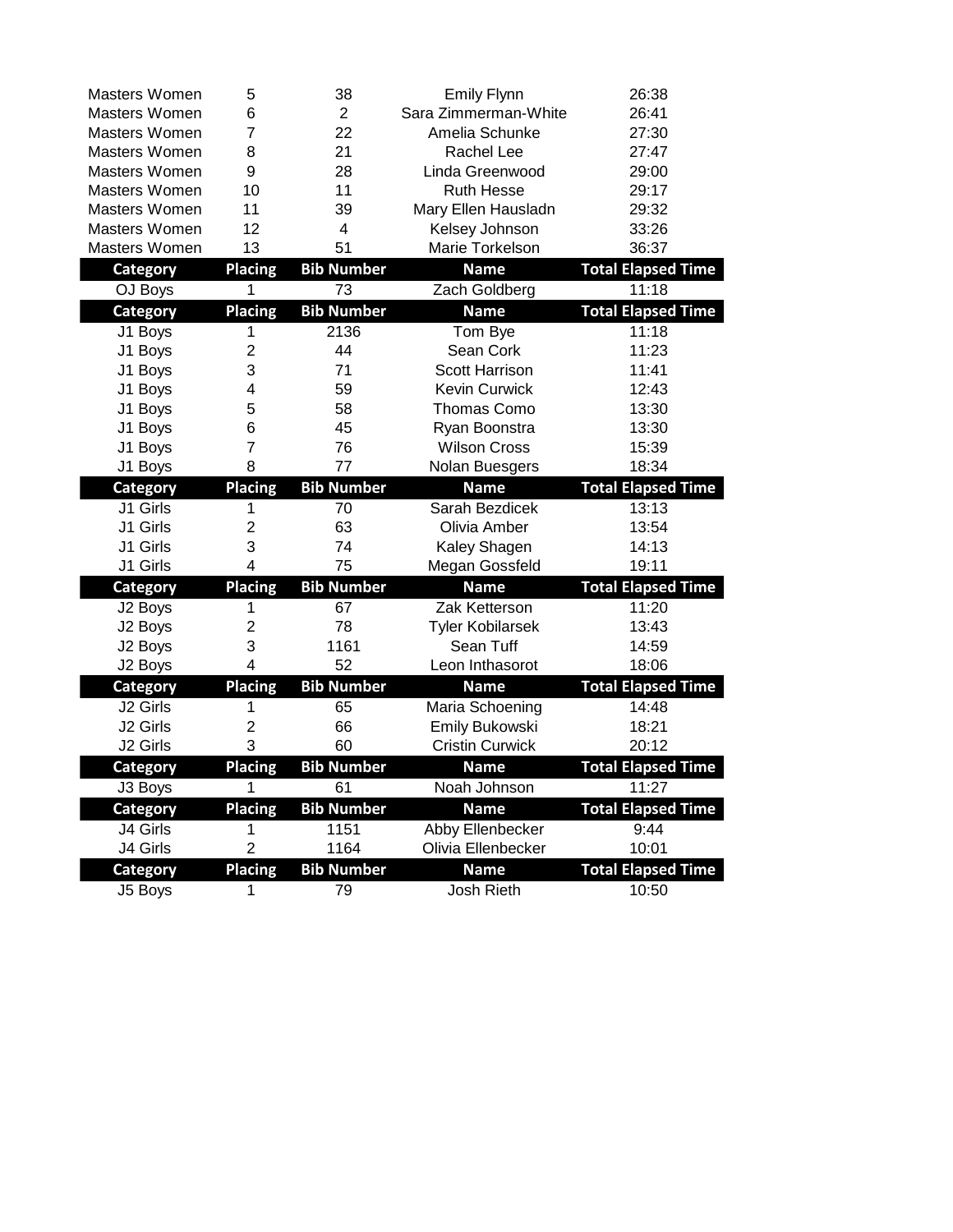| | | | | |
|---|---|---|---|---|
| Masters Women | 5 | 38 | Emily Flynn | 26:38 |
| Masters Women | 6 | 2 | Sara Zimmerman-White | 26:41 |
| Masters Women | 7 | 22 | Amelia Schunke | 27:30 |
| Masters Women | 8 | 21 | Rachel Lee | 27:47 |
| Masters Women | 9 | 28 | Linda Greenwood | 29:00 |
| Masters Women | 10 | 11 | Ruth Hesse | 29:17 |
| Masters Women | 11 | 39 | Mary Ellen Hausladn | 29:32 |
| Masters Women | 12 | 4 | Kelsey Johnson | 33:26 |
| Masters Women | 13 | 51 | Marie Torkelson | 36:37 |

| Category | Placing | Bib Number | Name | Total Elapsed Time |
|---|---|---|---|---|
| OJ Boys | 1 | 73 | Zach Goldberg | 11:18 |

| Category | Placing | Bib Number | Name | Total Elapsed Time |
|---|---|---|---|---|
| J1 Boys | 1 | 2136 | Tom Bye | 11:18 |
| J1 Boys | 2 | 44 | Sean Cork | 11:23 |
| J1 Boys | 3 | 71 | Scott Harrison | 11:41 |
| J1 Boys | 4 | 59 | Kevin Curwick | 12:43 |
| J1 Boys | 5 | 58 | Thomas Como | 13:30 |
| J1 Boys | 6 | 45 | Ryan Boonstra | 13:30 |
| J1 Boys | 7 | 76 | Wilson Cross | 15:39 |
| J1 Boys | 8 | 77 | Nolan Buesgers | 18:34 |

| Category | Placing | Bib Number | Name | Total Elapsed Time |
|---|---|---|---|---|
| J1 Girls | 1 | 70 | Sarah Bezdicek | 13:13 |
| J1 Girls | 2 | 63 | Olivia Amber | 13:54 |
| J1 Girls | 3 | 74 | Kaley Shagen | 14:13 |
| J1 Girls | 4 | 75 | Megan Gossfeld | 19:11 |

| Category | Placing | Bib Number | Name | Total Elapsed Time |
|---|---|---|---|---|
| J2 Boys | 1 | 67 | Zak Ketterson | 11:20 |
| J2 Boys | 2 | 78 | Tyler Kobilarsek | 13:43 |
| J2 Boys | 3 | 1161 | Sean Tuff | 14:59 |
| J2 Boys | 4 | 52 | Leon Inthasorot | 18:06 |

| Category | Placing | Bib Number | Name | Total Elapsed Time |
|---|---|---|---|---|
| J2 Girls | 1 | 65 | Maria Schoening | 14:48 |
| J2 Girls | 2 | 66 | Emily Bukowski | 18:21 |
| J2 Girls | 3 | 60 | Cristin Curwick | 20:12 |

| Category | Placing | Bib Number | Name | Total Elapsed Time |
|---|---|---|---|---|
| J3 Boys | 1 | 61 | Noah Johnson | 11:27 |

| Category | Placing | Bib Number | Name | Total Elapsed Time |
|---|---|---|---|---|
| J4 Girls | 1 | 1151 | Abby Ellenbecker | 9:44 |
| J4 Girls | 2 | 1164 | Olivia Ellenbecker | 10:01 |

| Category | Placing | Bib Number | Name | Total Elapsed Time |
|---|---|---|---|---|
| J5 Boys | 1 | 79 | Josh Rieth | 10:50 |